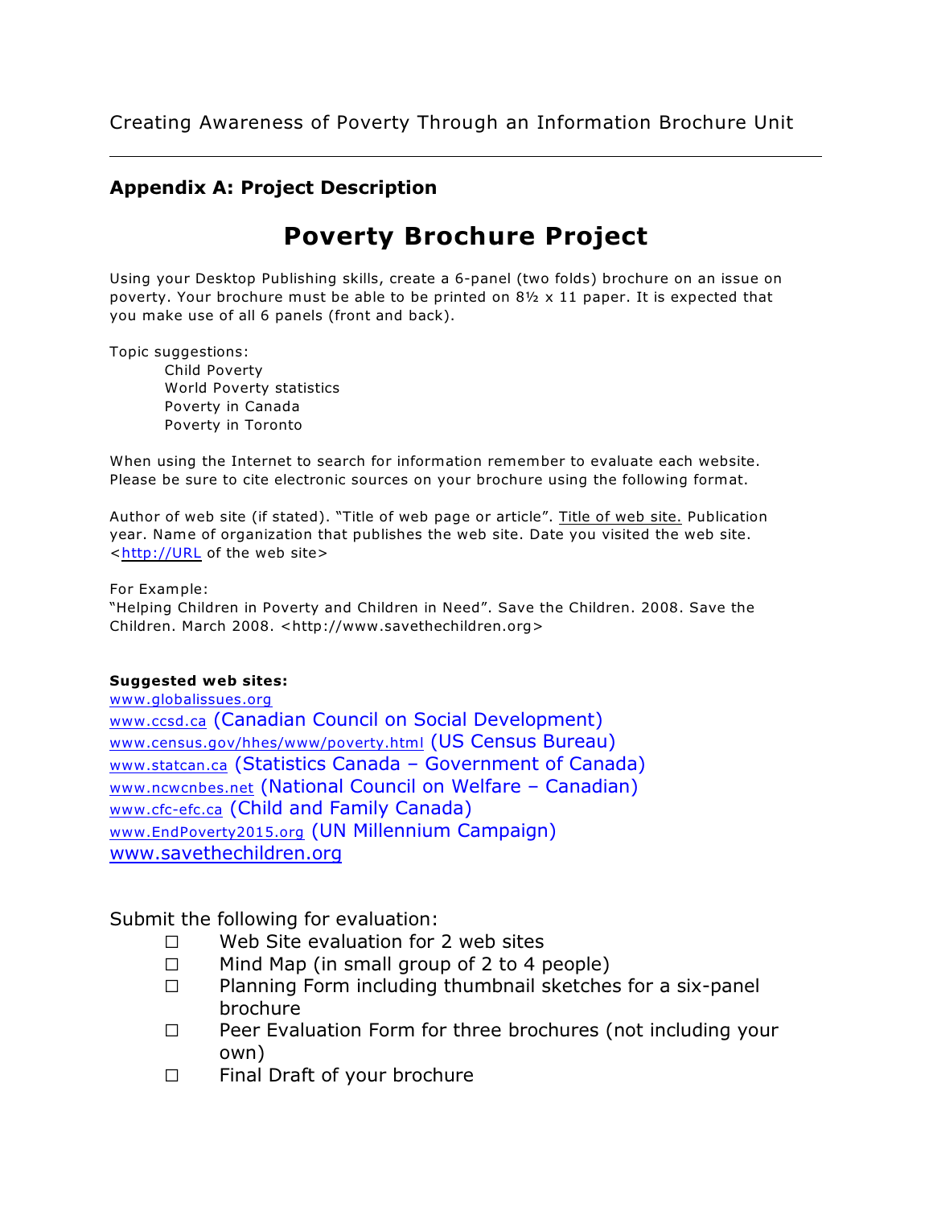Creating Awareness of Poverty Through an Information Brochure Unit

## Appendix A: Project Description

# Poverty Brochure Project

Using your Desktop Publishing skills, create a 6-panel (two folds) brochure on an issue on poverty. Your brochure must be able to be printed on 8½ x 11 paper. It is expected that you make use of all 6 panels (front and back).

Topic suggestions:

- Child Poverty
- World Poverty statistics
- Poverty in Canada
- Poverty in Toronto

When using the Internet to search for information remember to evaluate each website. Please be sure to cite electronic sources on your brochure using the following format.

Author of web site (if stated). "Title of web page or article". Title of web site. Publication year. Name of organization that publishes the web site. Date you visited the web site. <http://URL of the web site>

For Example:
"Helping Children in Poverty and Children in Need". Save the Children. 2008. Save the Children. March 2008. <http://www.savethechildren.org>

**Suggested web sites:**

www.globalissues.org
www.ccsd.ca (Canadian Council on Social Development)
www.census.gov/hhes/www/poverty.html (US Census Bureau)
www.statcan.ca (Statistics Canada – Government of Canada)
www.ncwcnbes.net (National Council on Welfare – Canadian)
www.cfc-efc.ca (Child and Family Canada)
www.EndPoverty2015.org (UN Millennium Campaign)
www.savethechildren.org

Submit the following for evaluation:

- ☐ Web Site evaluation for 2 web sites
- ☐ Mind Map (in small group of 2 to 4 people)
- ☐ Planning Form including thumbnail sketches for a six-panel brochure
- ☐ Peer Evaluation Form for three brochures (not including your own)
- ☐ Final Draft of your brochure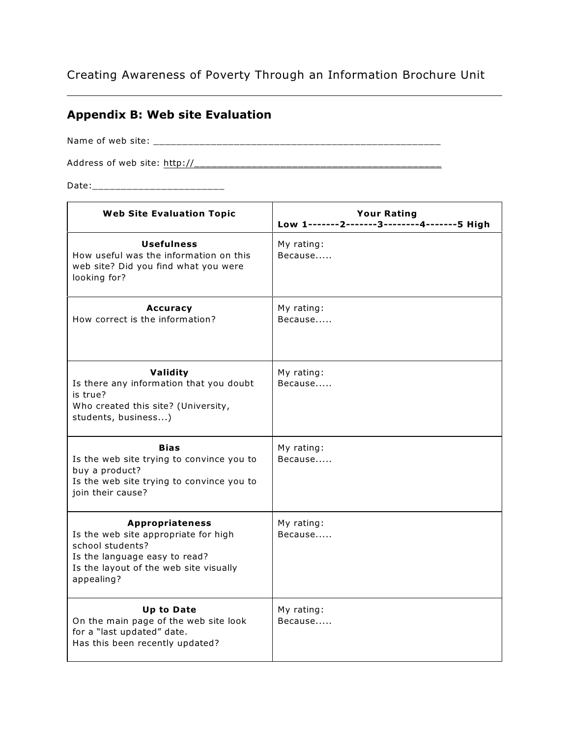## Appendix B: Web site Evaluation

Name of web site: ___________________________________________________

Address of web site: http://____________________________________________

Date:______________________

| Web Site Evaluation Topic | Your Rating<br>Low 1-------2-------3--------4-------5 High |
|---|---|
| **Usefulness**<br>How useful was the information on this web site? Did you find what you were looking for? | My rating:<br>Because..... |
| **Accuracy**<br>How correct is the information? | My rating:<br>Because..... |
| **Validity**<br>Is there any information that you doubt is true?<br>Who created this site? (University, students, business...) | My rating:<br>Because..... |
| **Bias**<br>Is the web site trying to convince you to buy a product?<br>Is the web site trying to convince you to join their cause? | My rating:<br>Because..... |
| **Appropriateness**<br>Is the web site appropriate for high school students?<br>Is the language easy to read?<br>Is the layout of the web site visually appealing? | My rating:<br>Because..... |
| **Up to Date**<br>On the main page of the web site look for a "last updated" date.<br>Has this been recently updated? | My rating:<br>Because..... |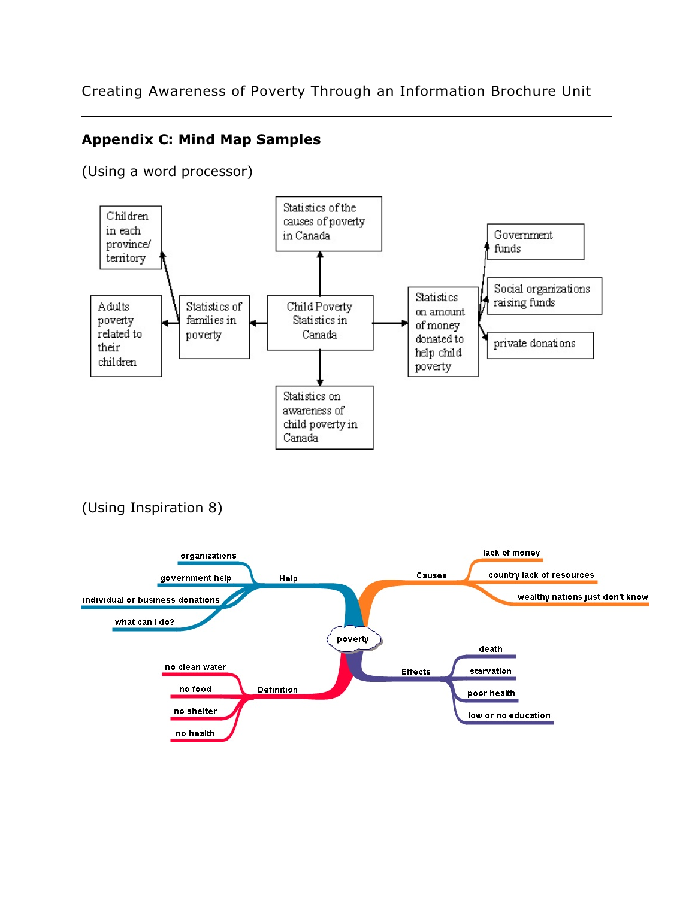## Appendix C: Mind Map Samples

(Using a word processor)

- Child Poverty Statistics in Canada
  - Statistics of the causes of poverty in Canada
  - Statistics of families in poverty
    - Children in each province/ territory
    - Adults poverty related to their children
  - Statistics on amount of money donated to help child poverty
    - Government funds
    - Social organizations raising funds
    - private donations
  - Statistics on awareness of child poverty in Canada

(Using Inspiration 8)

- poverty
  - Help
    - organizations
    - government help
    - individual or business donations
    - what can I do?
  - Causes
    - lack of money
    - country lack of resources
    - wealthy nations just don't know
  - Definition
    - no clean water
    - no food
    - no shelter
    - no health
  - Effects
    - death
    - starvation
    - poor health
    - low or no education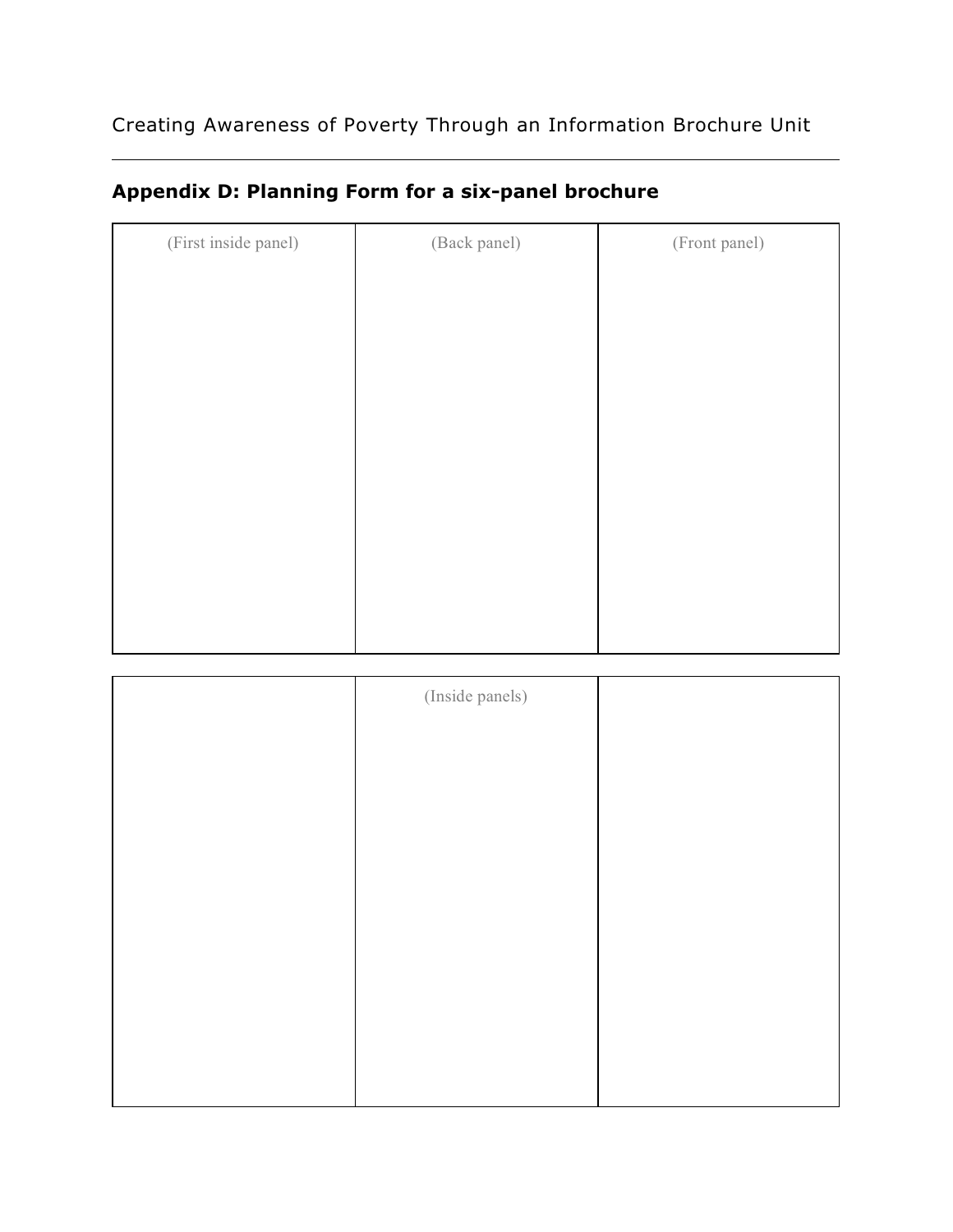## Appendix D: Planning Form for a six-panel brochure

| (First inside panel) | (Back panel) | (Front panel) |
| --- | --- | --- |
| | | |

| | (Inside panels) | |
| --- | --- | --- |
| | | |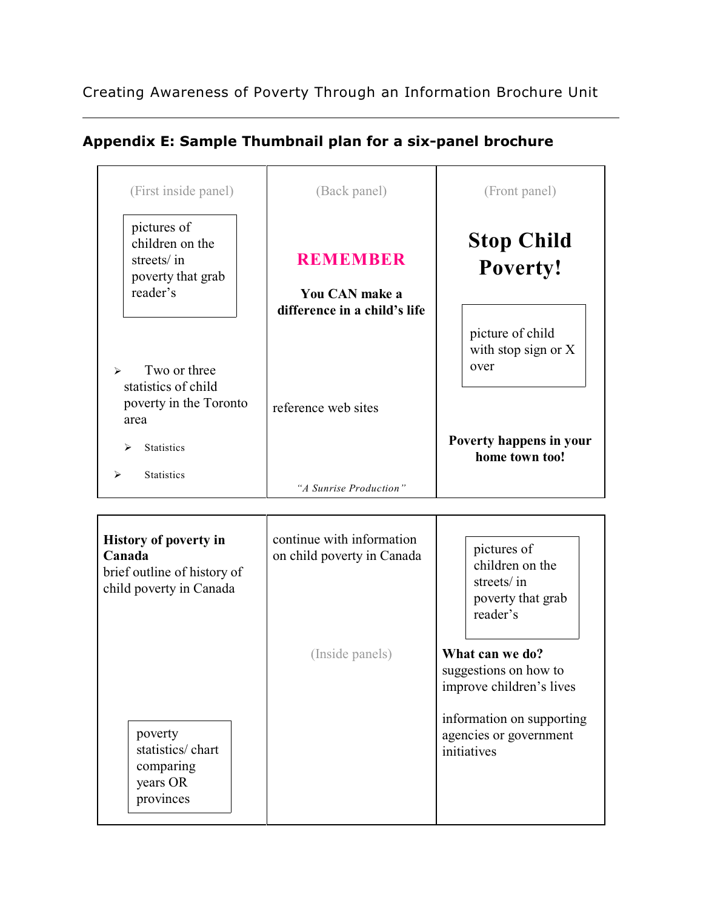## Appendix E: Sample Thumbnail plan for a six-panel brochure

| (First inside panel) | (Back panel) | (Front panel) |
| --- | --- | --- |
| pictures of children on the streets/ in poverty that grab reader's<br><br>➢ Two or three statistics of child poverty in the Toronto area<br>➢ Statistics<br>➢ Statistics | **REMEMBER**<br><br>**You CAN make a difference in a child's life**<br><br>reference web sites<br><br>*"A Sunrise Production"* | **Stop Child Poverty!**<br><br>picture of child with stop sign or X over<br><br>**Poverty happens in your home town too!** |

| | (Inside panels) | |
| --- | --- | --- |
| **History of poverty in Canada**<br>brief outline of history of child poverty in Canada<br><br>poverty statistics/ chart comparing years OR provinces | continue with information on child poverty in Canada | pictures of children on the streets/ in poverty that grab reader's<br><br>**What can we do?**<br>suggestions on how to improve children's lives<br><br>information on supporting agencies or government initiatives |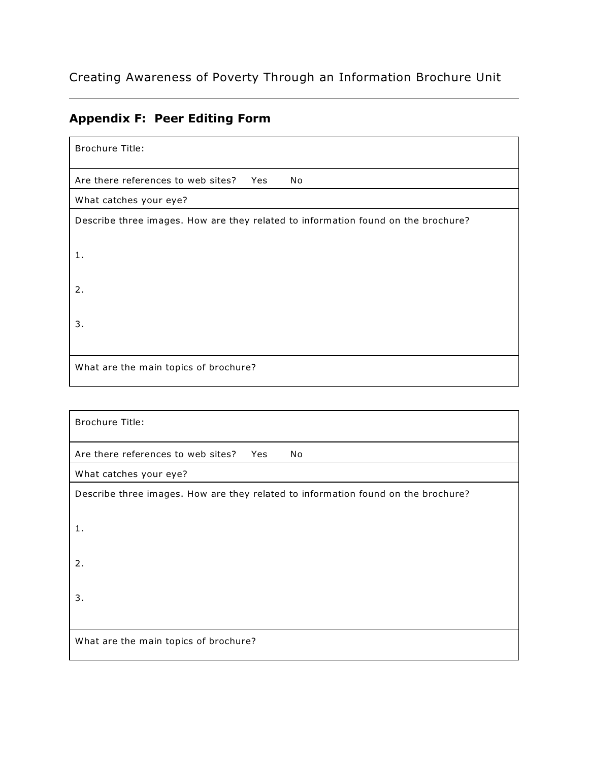## Appendix F: Peer Editing Form

| Brochure Title: |
| --- |
| Are there references to web sites? Yes No |
| What catches your eye? |
| Describe three images. How are they related to information found on the brochure?<br><br>1.<br><br>2.<br><br>3. |
| What are the main topics of brochure? |

| Brochure Title: |
| --- |
| Are there references to web sites? Yes No |
| What catches your eye? |
| Describe three images. How are they related to information found on the brochure?<br><br>1.<br><br>2.<br><br>3. |
| What are the main topics of brochure? |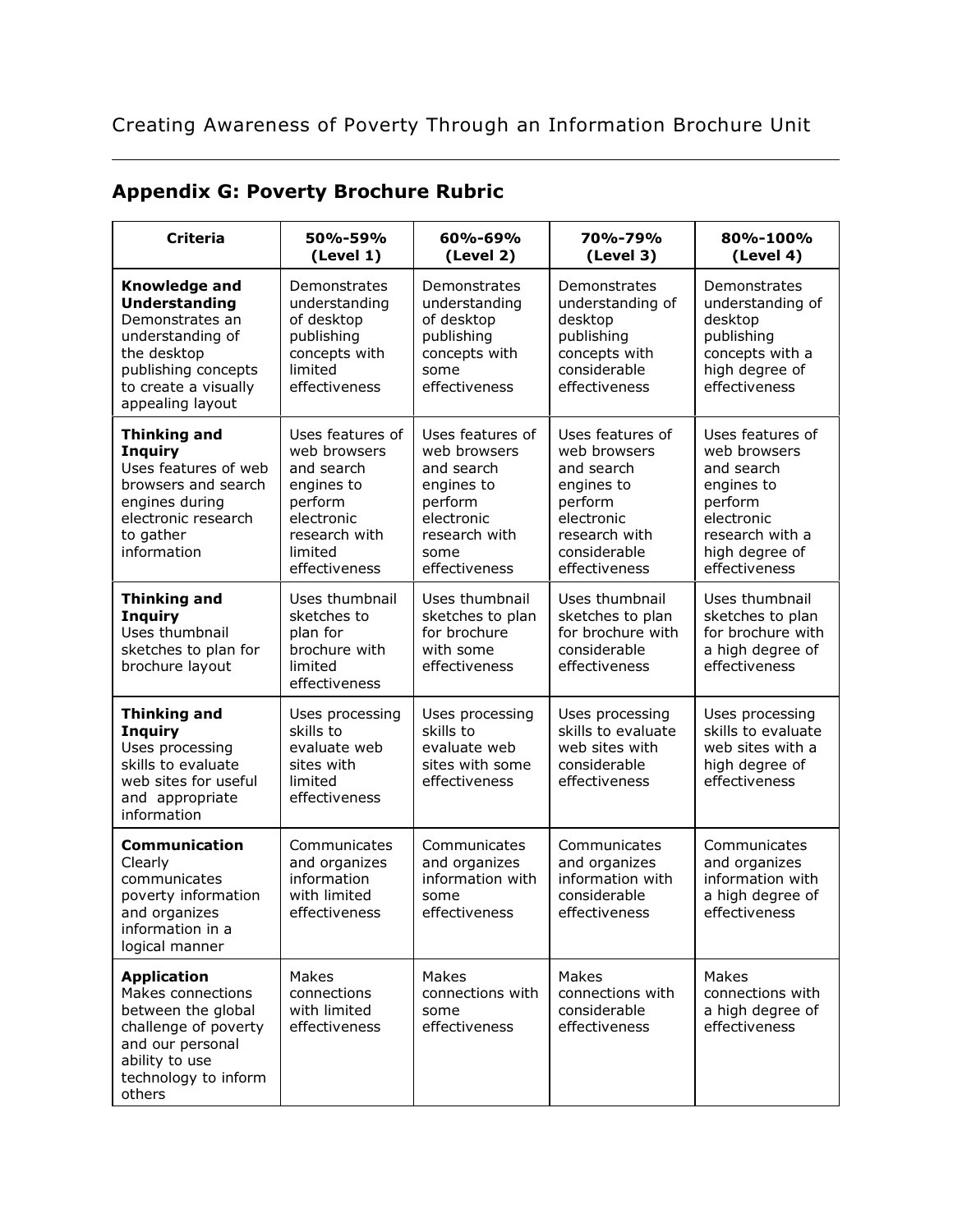## Appendix G: Poverty Brochure Rubric

| Criteria | 50%-59% (Level 1) | 60%-69% (Level 2) | 70%-79% (Level 3) | 80%-100% (Level 4) |
|---|---|---|---|---|
| **Knowledge and Understanding** Demonstrates an understanding of the desktop publishing concepts to create a visually appealing layout | Demonstrates understanding of desktop publishing concepts with limited effectiveness | Demonstrates understanding of desktop publishing concepts with some effectiveness | Demonstrates understanding of desktop publishing concepts with considerable effectiveness | Demonstrates understanding of desktop publishing concepts with a high degree of effectiveness |
| **Thinking and Inquiry** Uses features of web browsers and search engines during electronic research to gather information | Uses features of web browsers and search engines to perform electronic research with limited effectiveness | Uses features of web browsers and search engines to perform electronic research with some effectiveness | Uses features of web browsers and search engines to perform electronic research with considerable effectiveness | Uses features of web browsers and search engines to perform electronic research with a high degree of effectiveness |
| **Thinking and Inquiry** Uses thumbnail sketches to plan for brochure layout | Uses thumbnail sketches to plan for brochure with limited effectiveness | Uses thumbnail sketches to plan for brochure with some effectiveness | Uses thumbnail sketches to plan for brochure with considerable effectiveness | Uses thumbnail sketches to plan for brochure with a high degree of effectiveness |
| **Thinking and Inquiry** Uses processing skills to evaluate web sites for useful and appropriate information | Uses processing skills to evaluate web sites with limited effectiveness | Uses processing skills to evaluate web sites with some effectiveness | Uses processing skills to evaluate web sites with considerable effectiveness | Uses processing skills to evaluate web sites with a high degree of effectiveness |
| **Communication** Clearly communicates poverty information and organizes information in a logical manner | Communicates and organizes information with limited effectiveness | Communicates and organizes information with some effectiveness | Communicates and organizes information with considerable effectiveness | Communicates and organizes information with a high degree of effectiveness |
| **Application** Makes connections between the global challenge of poverty and our personal ability to use technology to inform others | Makes connections with limited effectiveness | Makes connections with some effectiveness | Makes connections with considerable effectiveness | Makes connections with a high degree of effectiveness |